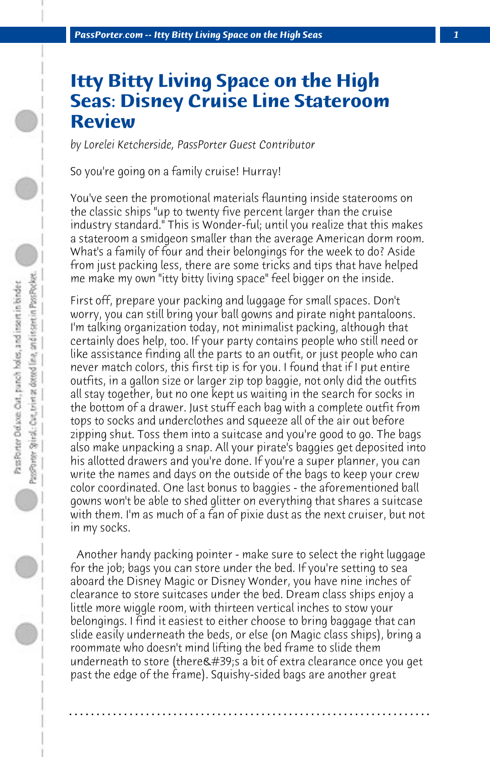# Itty Bitty Living Space on the High Seas: Disney Cruise Line Stateroom Review

*by Lorelei Ketcherside, PassPorter Guest Contributor*

So you're going on a family cruise! Hurray!

You've seen the promotional materials flaunting inside staterooms on the classic ships "up to twenty five percent larger than the cruise industry standard." This is Wonder-ful; until you realize that this makes a stateroom a smidgeon smaller than the average American dorm room. What's a family of four and their belongings for the week to do? Aside from just packing less, there are some tricks and tips that have helped me make my own "itty bitty living space" feel bigger on the inside.

First off, prepare your packing and luggage for small spaces. Don't worry, you can still bring your ball gowns and pirate night pantaloons. I'm talking organization today, not minimalist packing, although that certainly does help, too. If your party contains people who still need or like assistance finding all the parts to an outfit, or just people who can never match colors, this first tip is for you. I found that if I put entire outfits, in a gallon size or larger zip top baggie, not only did the outfits all stay together, but no one kept us waiting in the search for socks in the bottom of a drawer. Just stuff each bag with a complete outfit from tops to socks and underclothes and squeeze all of the air out before zipping shut. Toss them into a suitcase and you're good to go. The bags also make unpacking a snap. All your pirate's baggies get deposited into his allotted drawers and you're done. If you're a super planner, you can write the names and days on the outside of the bags to keep your crew color coordinated. One last bonus to baggies - the aforementioned ball gowns won't be able to shed glitter on everything that shares a suitcase with them. I'm as much of a fan of pixie dust as the next cruiser, but not in my socks.

Another handy packing pointer - make sure to select the right luggage for the job; bags you can store under the bed. If you're setting to sea aboard the Disney Magic or Disney Wonder, you have nine inches of clearance to store suitcases under the bed. Dream class ships enjoy a little more wiggle room, with thirteen vertical inches to stow your belongings. I find it easiest to either choose to bring baggage that can slide easily underneath the beds, or else (on Magic class ships), bring a roommate who doesn't mind lifting the bed frame to slide them underneath to store (there&#39;s a bit of extra clearance once you get past the edge of the frame). Squishy-sided bags are another great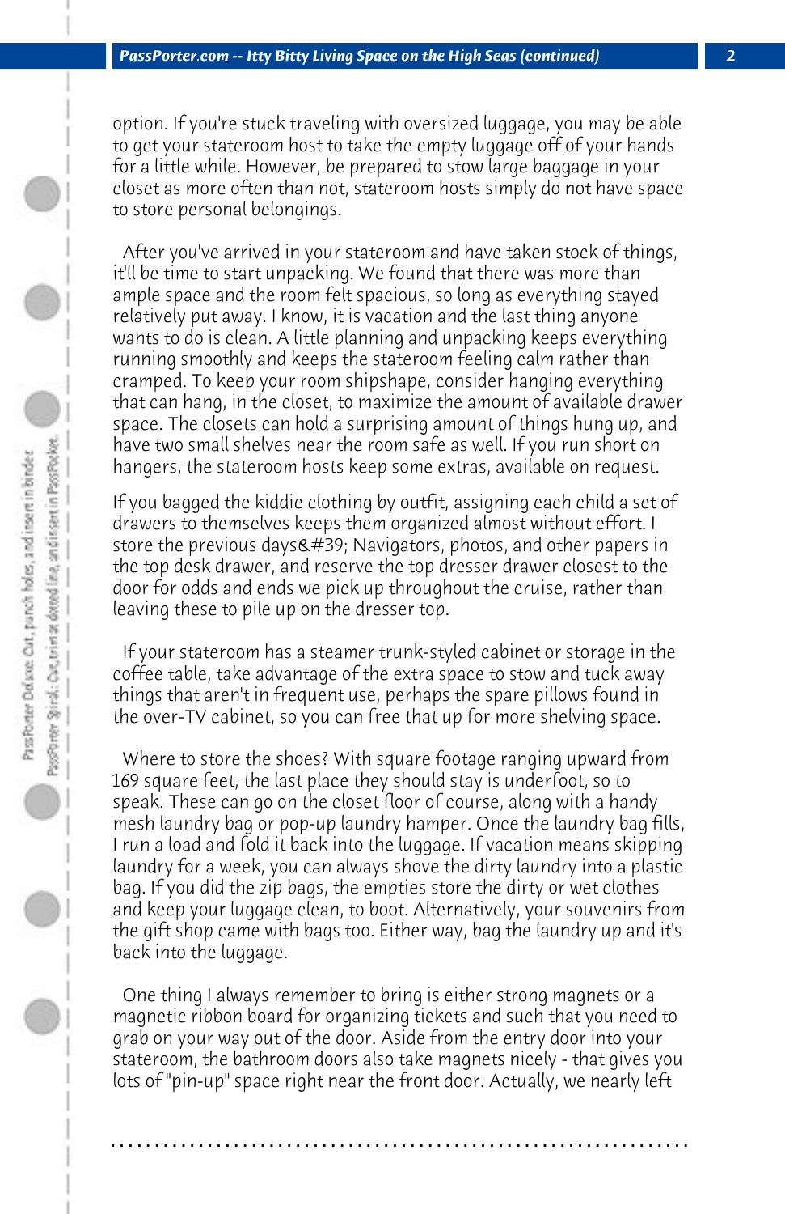option. If you're stuck traveling with oversized luggage, you may be able to get your stateroom host to take the empty luggage off of your hands for a little while. However, be prepared to stow large baggage in your closet as more often than not, stateroom hosts simply do not have space to store personal belongings.

After you've arrived in your stateroom and have taken stock of things, it'll be time to start unpacking. We found that there was more than ample space and the room felt spacious, so long as everything stayed relatively put away. I know, it is vacation and the last thing anyone wants to do is clean. A little planning and unpacking keeps everything running smoothly and keeps the stateroom feeling calm rather than cramped. To keep your room shipshape, consider hanging everything that can hang, in the closet, to maximize the amount of available drawer space. The closets can hold a surprising amount of things hung up, and have two small shelves near the room safe as well. If you run short on hangers, the stateroom hosts keep some extras, available on request.

If you bagged the kiddie clothing by outfit, assigning each child a set of drawers to themselves keeps them organized almost without effort. I store the previous days&#39; Navigators, photos, and other papers in the top desk drawer, and reserve the top dresser drawer closest to the door for odds and ends we pick up throughout the cruise, rather than leaving these to pile up on the dresser top.

If your stateroom has a steamer trunk-styled cabinet or storage in the coffee table, take advantage of the extra space to stow and tuck away things that aren't in frequent use, perhaps the spare pillows found in the over-TV cabinet, so you can free that up for more shelving space.

Where to store the shoes? With square footage ranging upward from 169 square feet, the last place they should stay is underfoot, so to speak. These can go on the closet floor of course, along with a handy mesh laundry bag or pop-up laundry hamper. Once the laundry bag fills, I run a load and fold it back into the luggage. If vacation means skipping laundry for a week, you can always shove the dirty laundry into a plastic bag. If you did the zip bags, the empties store the dirty or wet clothes and keep your luggage clean, to boot. Alternatively, your souvenirs from the gift shop came with bags too. Either way, bag the laundry up and it's back into the luggage.

One thing I always remember to bring is either strong magnets or a magnetic ribbon board for organizing tickets and such that you need to grab on your way out of the door. Aside from the entry door into your stateroom, the bathroom doors also take magnets nicely - that gives you lots of "pin-up" space right near the front door. Actually, we nearly left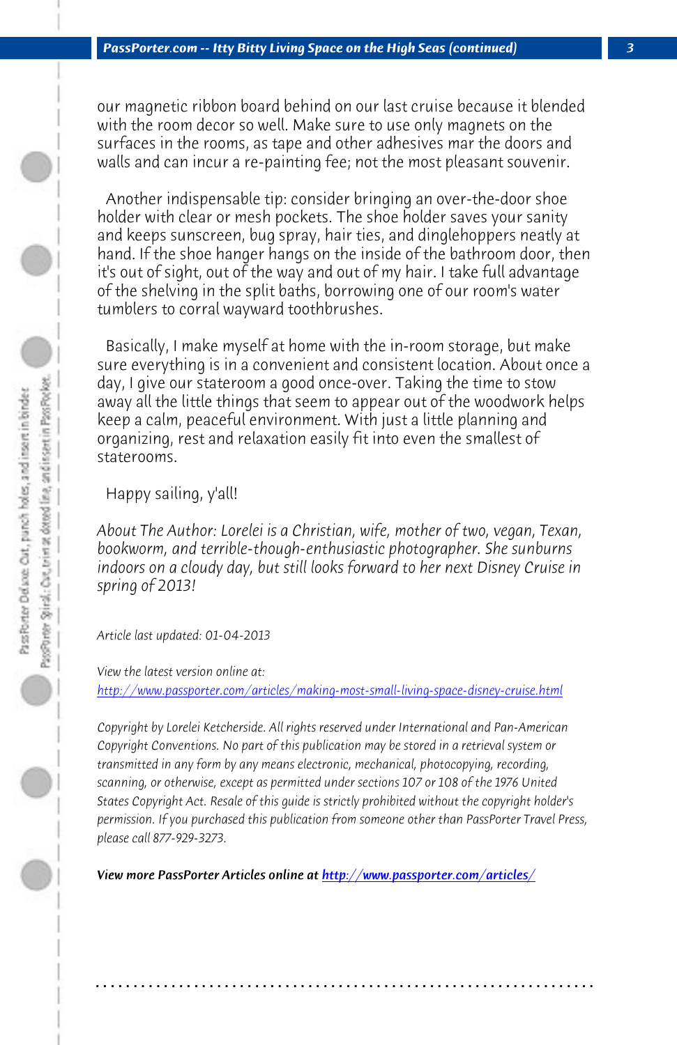our magnetic ribbon board behind on our last cruise because it blended with the room decor so well. Make sure to use only magnets on the surfaces in the rooms, as tape and other adhesives mar the doors and walls and can incur a re-painting fee; not the most pleasant souvenir.

Another indispensable tip: consider bringing an over-the-door shoe holder with clear or mesh pockets. The shoe holder saves your sanity and keeps sunscreen, bug spray, hair ties, and dinglehoppers neatly at hand. If the shoe hanger hangs on the inside of the bathroom door, then it's out of sight, out of the way and out of my hair. I take full advantage of the shelving in the split baths, borrowing one of our room's water tumblers to corral wayward toothbrushes.

Basically, I make myself at home with the in-room storage, but make sure everything is in a convenient and consistent location. About once a day, I give our stateroom a good once-over. Taking the time to stow away all the little things that seem to appear out of the woodwork helps keep a calm, peaceful environment. With just a little planning and organizing, rest and relaxation easily fit into even the smallest of staterooms.

Happy sailing, y'all!

*About The Author: Lorelei is a Christian, wife, mother of two, vegan, Texan, bookworm, and terrible-though-enthusiastic photographer. She sunburns indoors on a cloudy day, but still looks forward to her next Disney Cruise in spring of 2013!*

*Article last updated: 01-04-2013*

*View the latest version online at:*
*http://www.passporter.com/articles/making-most-small-living-space-disney-cruise.html*

*Copyright by Lorelei Ketcherside. All rights reserved under International and Pan-American Copyright Conventions. No part of this publication may be stored in a retrieval system or transmitted in any form by any means electronic, mechanical, photocopying, recording, scanning, or otherwise, except as permitted under sections 107 or 108 of the 1976 United States Copyright Act. Resale of this guide is strictly prohibited without the copyright holder's permission. If you purchased this publication from someone other than PassPorter Travel Press, please call 877-929-3273.*

***View more PassPorter Articles online at http://www.passporter.com/articles/***